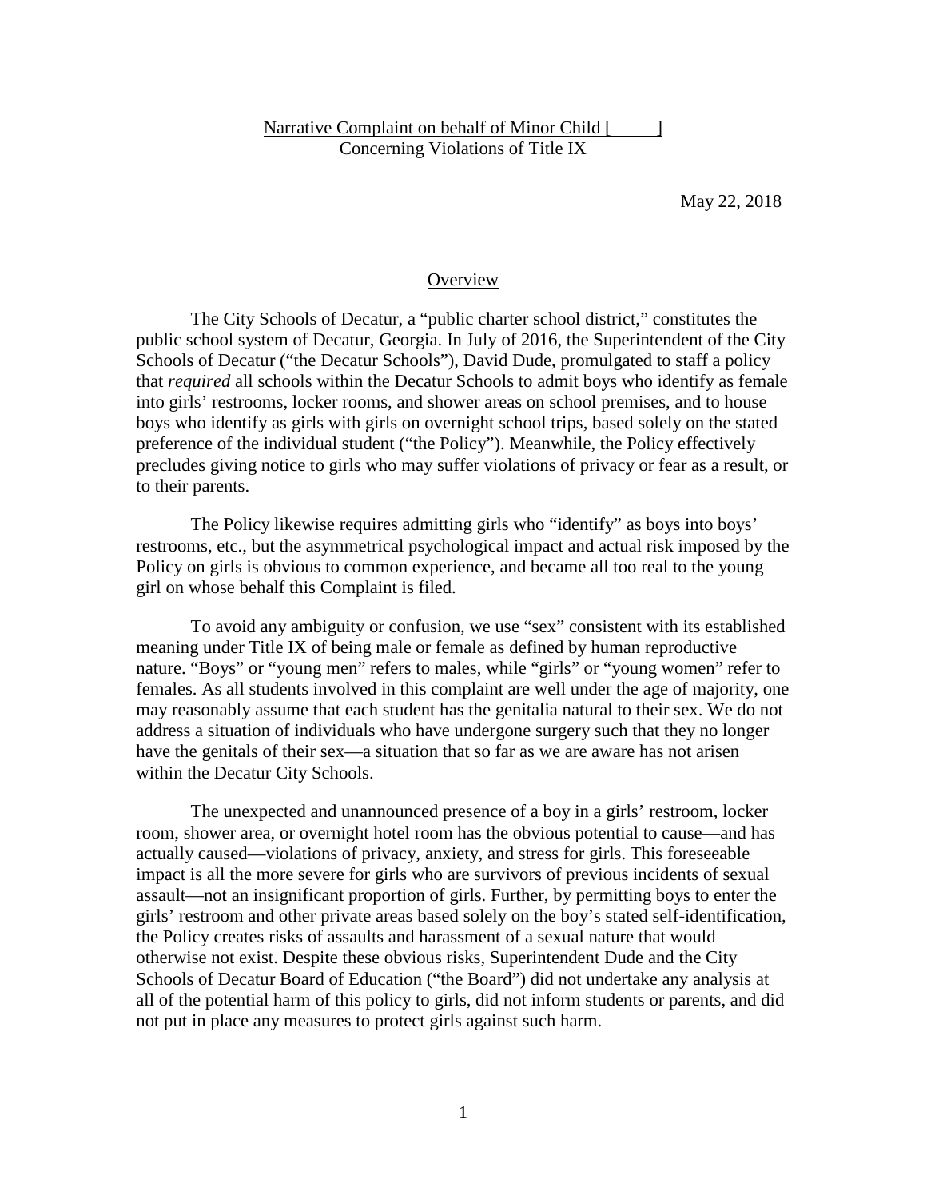Narrative Complaint on behalf of Minor Child [      ]
Concerning Violations of Title IX

May 22, 2018

## Overview

The City Schools of Decatur, a "public charter school district," constitutes the public school system of Decatur, Georgia. In July of 2016, the Superintendent of the City Schools of Decatur ("the Decatur Schools"), David Dude, promulgated to staff a policy that *required* all schools within the Decatur Schools to admit boys who identify as female into girls' restrooms, locker rooms, and shower areas on school premises, and to house boys who identify as girls with girls on overnight school trips, based solely on the stated preference of the individual student ("the Policy"). Meanwhile, the Policy effectively precludes giving notice to girls who may suffer violations of privacy or fear as a result, or to their parents.

The Policy likewise requires admitting girls who "identify" as boys into boys' restrooms, etc., but the asymmetrical psychological impact and actual risk imposed by the Policy on girls is obvious to common experience, and became all too real to the young girl on whose behalf this Complaint is filed.

To avoid any ambiguity or confusion, we use "sex" consistent with its established meaning under Title IX of being male or female as defined by human reproductive nature. "Boys" or "young men" refers to males, while "girls" or "young women" refer to females. As all students involved in this complaint are well under the age of majority, one may reasonably assume that each student has the genitalia natural to their sex. We do not address a situation of individuals who have undergone surgery such that they no longer have the genitals of their sex—a situation that so far as we are aware has not arisen within the Decatur City Schools.

The unexpected and unannounced presence of a boy in a girls' restroom, locker room, shower area, or overnight hotel room has the obvious potential to cause—and has actually caused—violations of privacy, anxiety, and stress for girls. This foreseeable impact is all the more severe for girls who are survivors of previous incidents of sexual assault—not an insignificant proportion of girls. Further, by permitting boys to enter the girls' restroom and other private areas based solely on the boy's stated self-identification, the Policy creates risks of assaults and harassment of a sexual nature that would otherwise not exist. Despite these obvious risks, Superintendent Dude and the City Schools of Decatur Board of Education ("the Board") did not undertake any analysis at all of the potential harm of this policy to girls, did not inform students or parents, and did not put in place any measures to protect girls against such harm.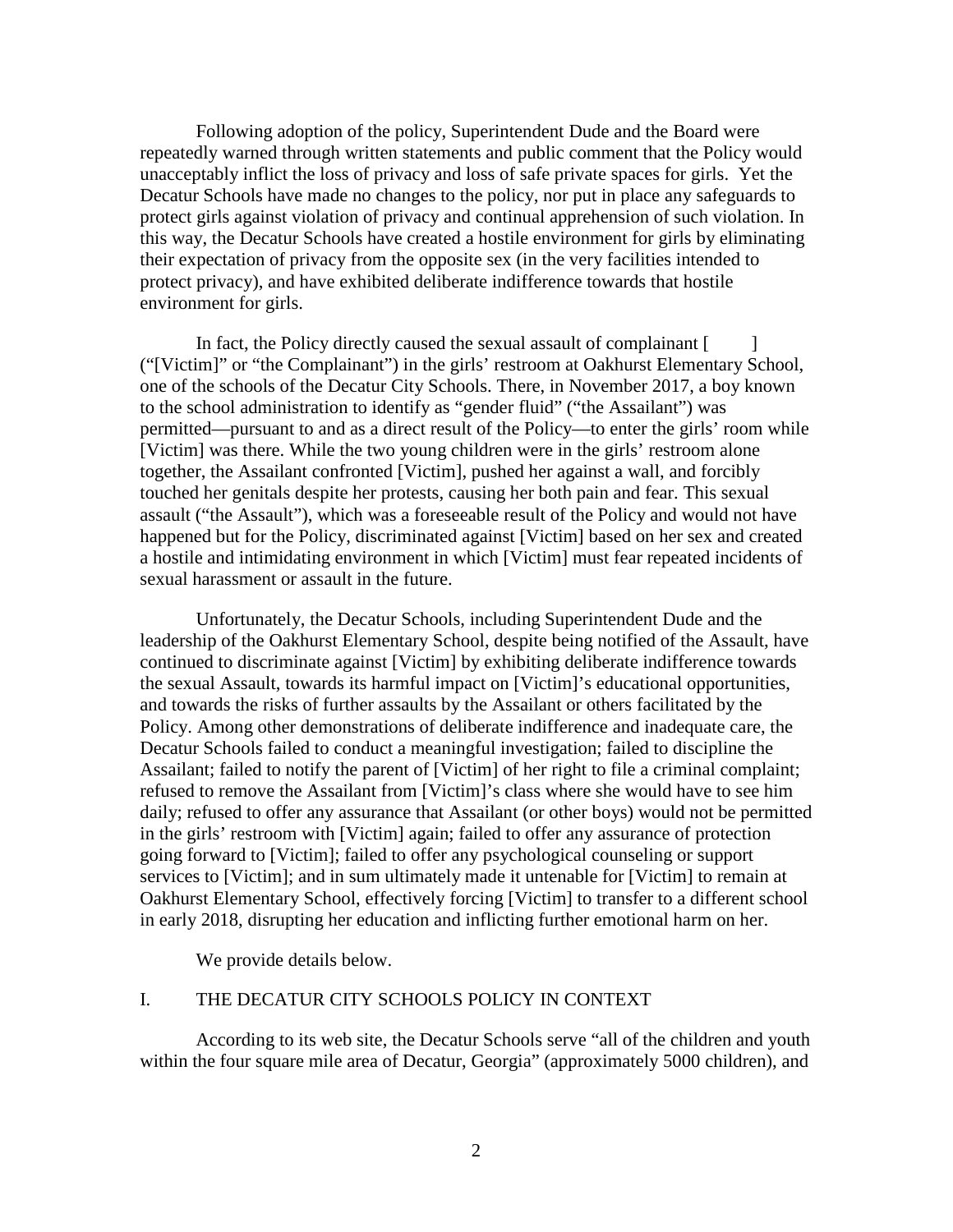Following adoption of the policy, Superintendent Dude and the Board were repeatedly warned through written statements and public comment that the Policy would unacceptably inflict the loss of privacy and loss of safe private spaces for girls. Yet the Decatur Schools have made no changes to the policy, nor put in place any safeguards to protect girls against violation of privacy and continual apprehension of such violation. In this way, the Decatur Schools have created a hostile environment for girls by eliminating their expectation of privacy from the opposite sex (in the very facilities intended to protect privacy), and have exhibited deliberate indifference towards that hostile environment for girls.

In fact, the Policy directly caused the sexual assault of complainant [ ] ("[Victim]" or "the Complainant") in the girls' restroom at Oakhurst Elementary School, one of the schools of the Decatur City Schools. There, in November 2017, a boy known to the school administration to identify as "gender fluid" ("the Assailant") was permitted—pursuant to and as a direct result of the Policy—to enter the girls' room while [Victim] was there. While the two young children were in the girls' restroom alone together, the Assailant confronted [Victim], pushed her against a wall, and forcibly touched her genitals despite her protests, causing her both pain and fear. This sexual assault ("the Assault"), which was a foreseeable result of the Policy and would not have happened but for the Policy, discriminated against [Victim] based on her sex and created a hostile and intimidating environment in which [Victim] must fear repeated incidents of sexual harassment or assault in the future.

Unfortunately, the Decatur Schools, including Superintendent Dude and the leadership of the Oakhurst Elementary School, despite being notified of the Assault, have continued to discriminate against [Victim] by exhibiting deliberate indifference towards the sexual Assault, towards its harmful impact on [Victim]'s educational opportunities, and towards the risks of further assaults by the Assailant or others facilitated by the Policy. Among other demonstrations of deliberate indifference and inadequate care, the Decatur Schools failed to conduct a meaningful investigation; failed to discipline the Assailant; failed to notify the parent of [Victim] of her right to file a criminal complaint; refused to remove the Assailant from [Victim]'s class where she would have to see him daily; refused to offer any assurance that Assailant (or other boys) would not be permitted in the girls' restroom with [Victim] again; failed to offer any assurance of protection going forward to [Victim]; failed to offer any psychological counseling or support services to [Victim]; and in sum ultimately made it untenable for [Victim] to remain at Oakhurst Elementary School, effectively forcing [Victim] to transfer to a different school in early 2018, disrupting her education and inflicting further emotional harm on her.

We provide details below.

## I. THE DECATUR CITY SCHOOLS POLICY IN CONTEXT

According to its web site, the Decatur Schools serve "all of the children and youth within the four square mile area of Decatur, Georgia" (approximately 5000 children), and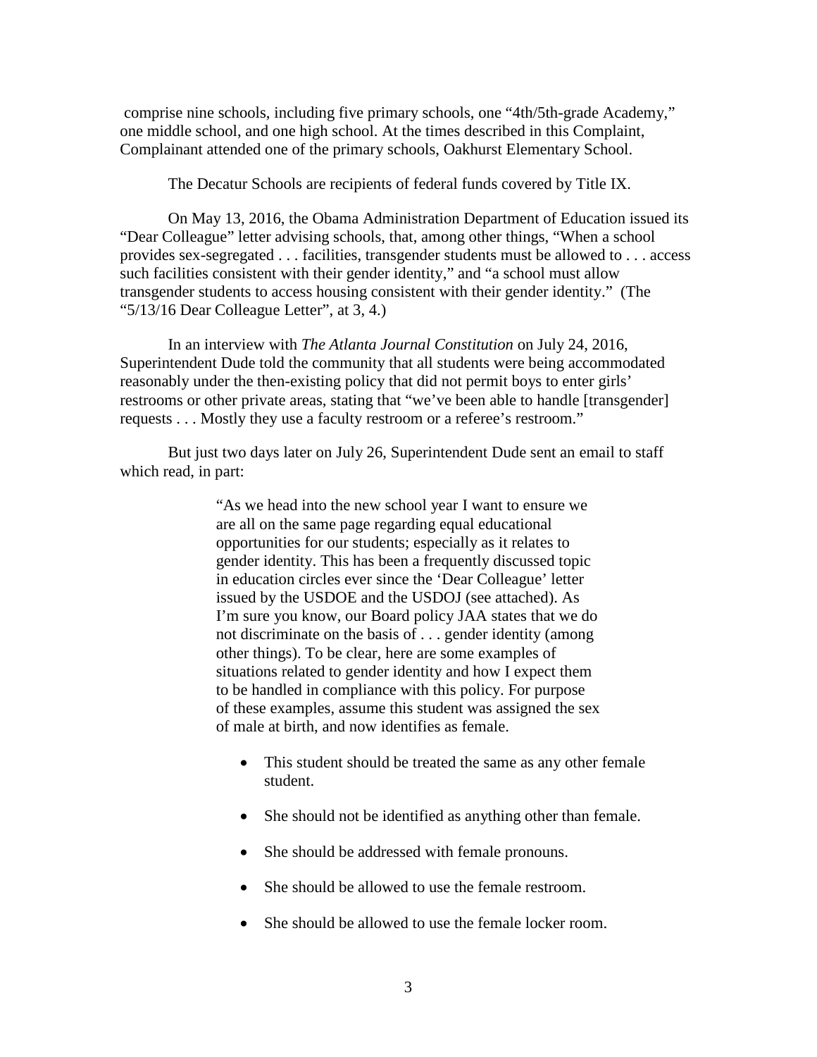comprise nine schools, including five primary schools, one "4th/5th-grade Academy," one middle school, and one high school. At the times described in this Complaint, Complainant attended one of the primary schools, Oakhurst Elementary School.

The Decatur Schools are recipients of federal funds covered by Title IX.

On May 13, 2016, the Obama Administration Department of Education issued its "Dear Colleague" letter advising schools, that, among other things, "When a school provides sex-segregated . . . facilities, transgender students must be allowed to . . . access such facilities consistent with their gender identity," and "a school must allow transgender students to access housing consistent with their gender identity." (The "5/13/16 Dear Colleague Letter", at 3, 4.)

In an interview with *The Atlanta Journal Constitution* on July 24, 2016, Superintendent Dude told the community that all students were being accommodated reasonably under the then-existing policy that did not permit boys to enter girls' restrooms or other private areas, stating that "we've been able to handle [transgender] requests . . . Mostly they use a faculty restroom or a referee's restroom."

But just two days later on July 26, Superintendent Dude sent an email to staff which read, in part:

> "As we head into the new school year I want to ensure we are all on the same page regarding equal educational opportunities for our students; especially as it relates to gender identity. This has been a frequently discussed topic in education circles ever since the 'Dear Colleague' letter issued by the USDOE and the USDOJ (see attached). As I'm sure you know, our Board policy JAA states that we do not discriminate on the basis of . . . gender identity (among other things). To be clear, here are some examples of situations related to gender identity and how I expect them to be handled in compliance with this policy. For purpose of these examples, assume this student was assigned the sex of male at birth, and now identifies as female.
>
> - This student should be treated the same as any other female student.
> - She should not be identified as anything other than female.
> - She should be addressed with female pronouns.
> - She should be allowed to use the female restroom.
> - She should be allowed to use the female locker room.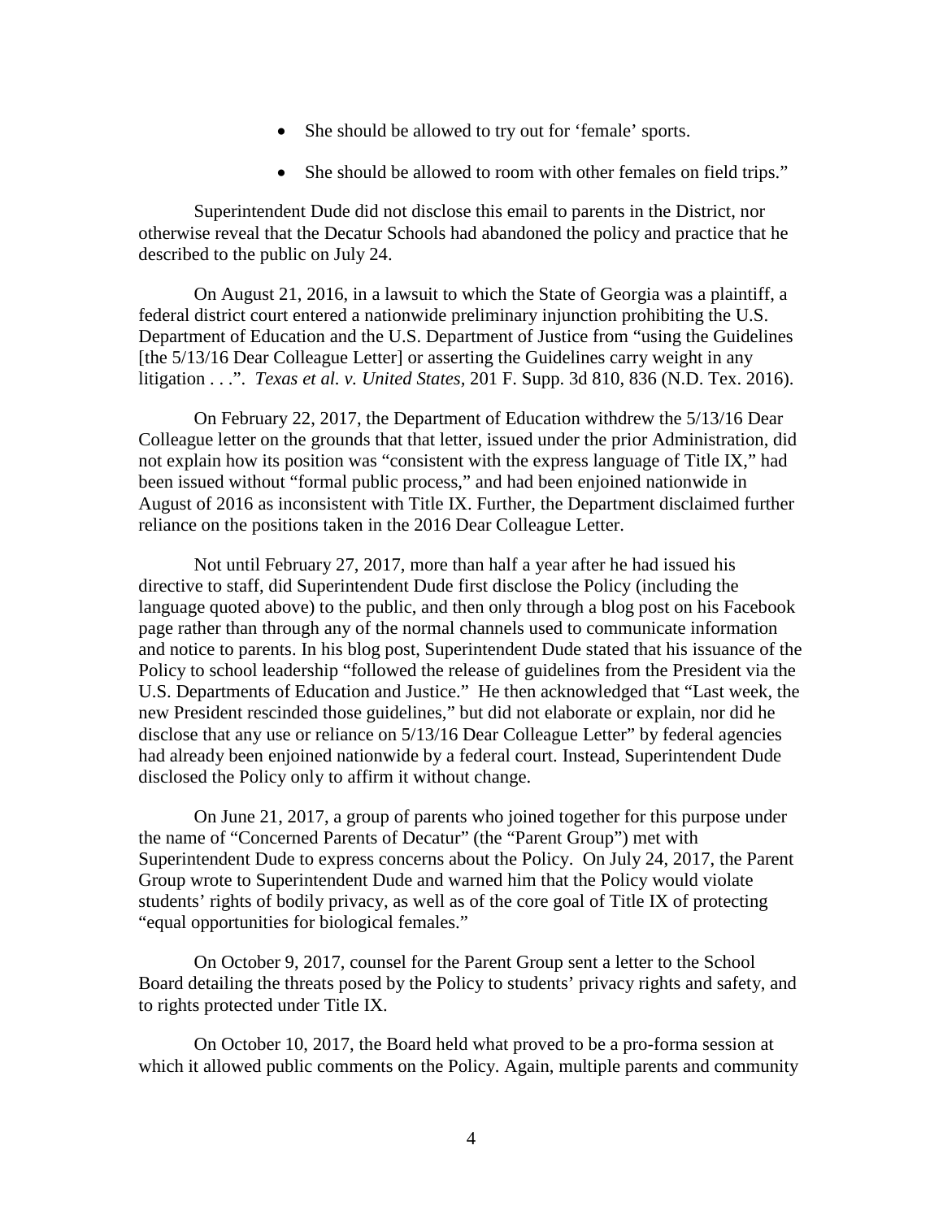- She should be allowed to try out for 'female' sports.
- She should be allowed to room with other females on field trips."

Superintendent Dude did not disclose this email to parents in the District, nor otherwise reveal that the Decatur Schools had abandoned the policy and practice that he described to the public on July 24.

On August 21, 2016, in a lawsuit to which the State of Georgia was a plaintiff, a federal district court entered a nationwide preliminary injunction prohibiting the U.S. Department of Education and the U.S. Department of Justice from "using the Guidelines [the 5/13/16 Dear Colleague Letter] or asserting the Guidelines carry weight in any litigation . . .". *Texas et al. v. United States*, 201 F. Supp. 3d 810, 836 (N.D. Tex. 2016).

On February 22, 2017, the Department of Education withdrew the 5/13/16 Dear Colleague letter on the grounds that that letter, issued under the prior Administration, did not explain how its position was "consistent with the express language of Title IX," had been issued without "formal public process," and had been enjoined nationwide in August of 2016 as inconsistent with Title IX. Further, the Department disclaimed further reliance on the positions taken in the 2016 Dear Colleague Letter.

Not until February 27, 2017, more than half a year after he had issued his directive to staff, did Superintendent Dude first disclose the Policy (including the language quoted above) to the public, and then only through a blog post on his Facebook page rather than through any of the normal channels used to communicate information and notice to parents. In his blog post, Superintendent Dude stated that his issuance of the Policy to school leadership "followed the release of guidelines from the President via the U.S. Departments of Education and Justice." He then acknowledged that "Last week, the new President rescinded those guidelines," but did not elaborate or explain, nor did he disclose that any use or reliance on 5/13/16 Dear Colleague Letter" by federal agencies had already been enjoined nationwide by a federal court. Instead, Superintendent Dude disclosed the Policy only to affirm it without change.

On June 21, 2017, a group of parents who joined together for this purpose under the name of "Concerned Parents of Decatur" (the "Parent Group") met with Superintendent Dude to express concerns about the Policy. On July 24, 2017, the Parent Group wrote to Superintendent Dude and warned him that the Policy would violate students' rights of bodily privacy, as well as of the core goal of Title IX of protecting "equal opportunities for biological females."

On October 9, 2017, counsel for the Parent Group sent a letter to the School Board detailing the threats posed by the Policy to students' privacy rights and safety, and to rights protected under Title IX.

On October 10, 2017, the Board held what proved to be a pro-forma session at which it allowed public comments on the Policy. Again, multiple parents and community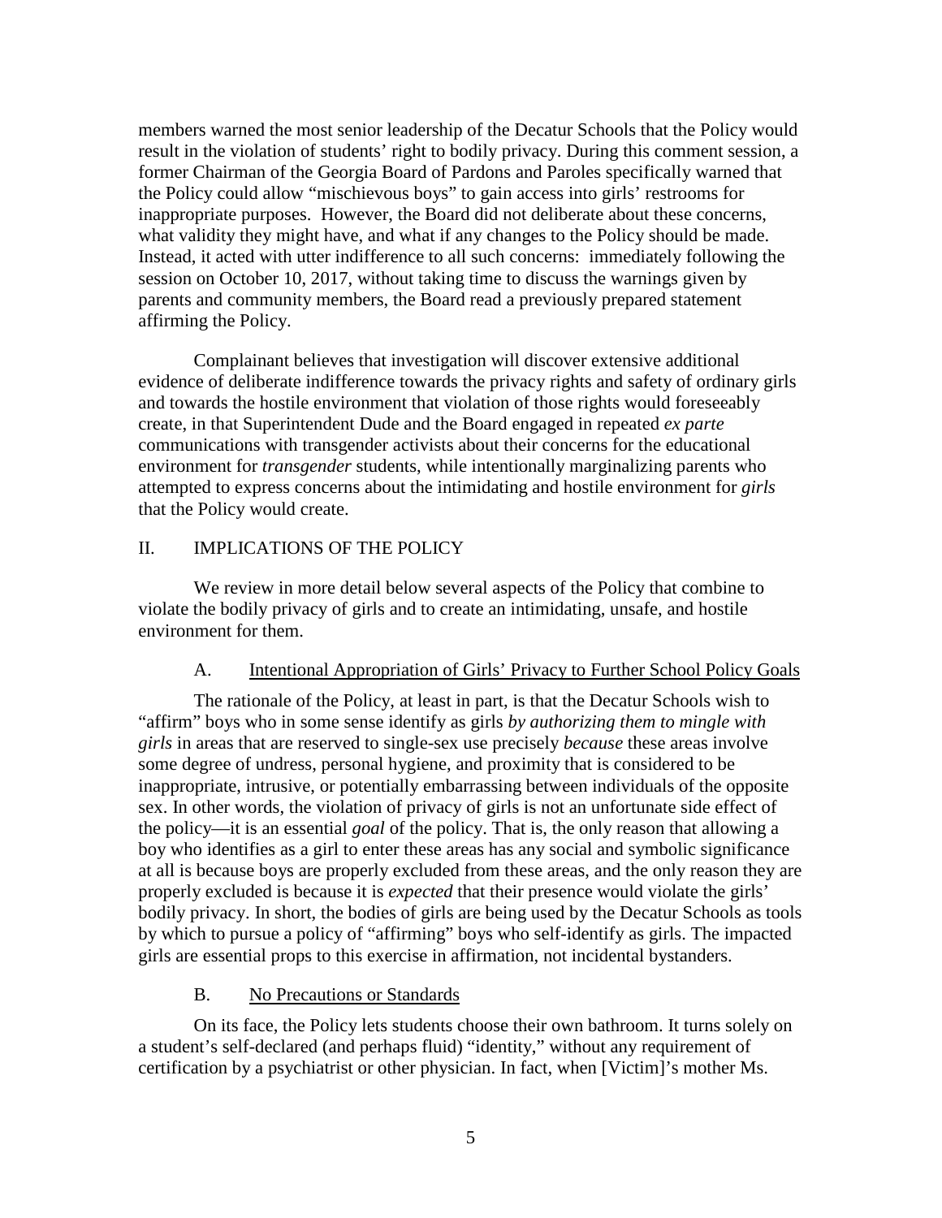members warned the most senior leadership of the Decatur Schools that the Policy would result in the violation of students' right to bodily privacy. During this comment session, a former Chairman of the Georgia Board of Pardons and Paroles specifically warned that the Policy could allow "mischievous boys" to gain access into girls' restrooms for inappropriate purposes. However, the Board did not deliberate about these concerns, what validity they might have, and what if any changes to the Policy should be made. Instead, it acted with utter indifference to all such concerns: immediately following the session on October 10, 2017, without taking time to discuss the warnings given by parents and community members, the Board read a previously prepared statement affirming the Policy.

Complainant believes that investigation will discover extensive additional evidence of deliberate indifference towards the privacy rights and safety of ordinary girls and towards the hostile environment that violation of those rights would foreseeably create, in that Superintendent Dude and the Board engaged in repeated *ex parte* communications with transgender activists about their concerns for the educational environment for *transgender* students, while intentionally marginalizing parents who attempted to express concerns about the intimidating and hostile environment for *girls* that the Policy would create.

## II. IMPLICATIONS OF THE POLICY

We review in more detail below several aspects of the Policy that combine to violate the bodily privacy of girls and to create an intimidating, unsafe, and hostile environment for them.

### A. Intentional Appropriation of Girls' Privacy to Further School Policy Goals

The rationale of the Policy, at least in part, is that the Decatur Schools wish to "affirm" boys who in some sense identify as girls *by authorizing them to mingle with girls* in areas that are reserved to single-sex use precisely *because* these areas involve some degree of undress, personal hygiene, and proximity that is considered to be inappropriate, intrusive, or potentially embarrassing between individuals of the opposite sex. In other words, the violation of privacy of girls is not an unfortunate side effect of the policy—it is an essential *goal* of the policy. That is, the only reason that allowing a boy who identifies as a girl to enter these areas has any social and symbolic significance at all is because boys are properly excluded from these areas, and the only reason they are properly excluded is because it is *expected* that their presence would violate the girls' bodily privacy. In short, the bodies of girls are being used by the Decatur Schools as tools by which to pursue a policy of "affirming" boys who self-identify as girls. The impacted girls are essential props to this exercise in affirmation, not incidental bystanders.

### B. No Precautions or Standards

On its face, the Policy lets students choose their own bathroom. It turns solely on a student's self-declared (and perhaps fluid) "identity," without any requirement of certification by a psychiatrist or other physician. In fact, when [Victim]'s mother Ms.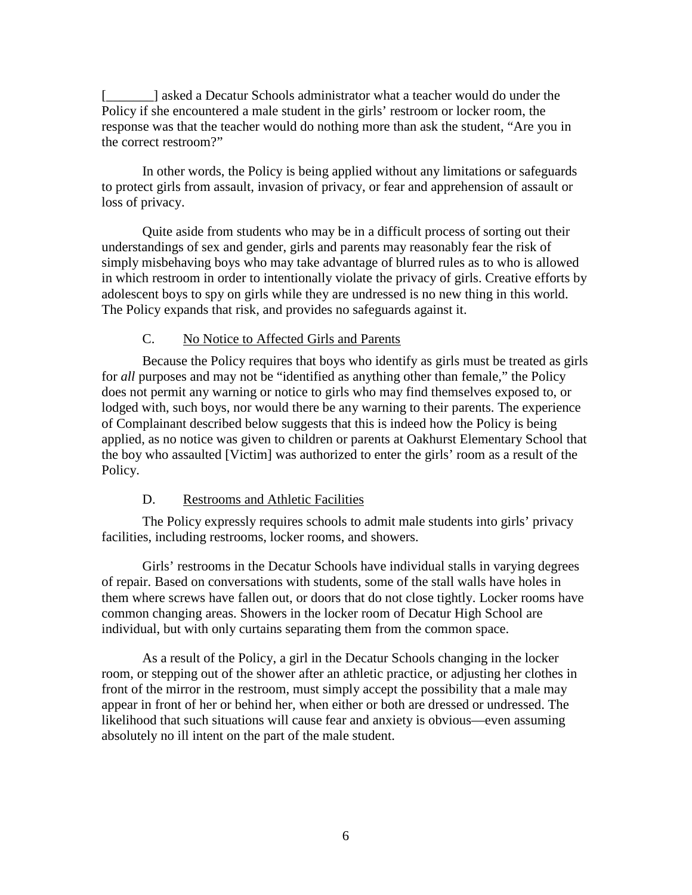[_______] asked a Decatur Schools administrator what a teacher would do under the Policy if she encountered a male student in the girls' restroom or locker room, the response was that the teacher would do nothing more than ask the student, "Are you in the correct restroom?"

In other words, the Policy is being applied without any limitations or safeguards to protect girls from assault, invasion of privacy, or fear and apprehension of assault or loss of privacy.

Quite aside from students who may be in a difficult process of sorting out their understandings of sex and gender, girls and parents may reasonably fear the risk of simply misbehaving boys who may take advantage of blurred rules as to who is allowed in which restroom in order to intentionally violate the privacy of girls. Creative efforts by adolescent boys to spy on girls while they are undressed is no new thing in this world. The Policy expands that risk, and provides no safeguards against it.

### C. No Notice to Affected Girls and Parents

Because the Policy requires that boys who identify as girls must be treated as girls for *all* purposes and may not be "identified as anything other than female," the Policy does not permit any warning or notice to girls who may find themselves exposed to, or lodged with, such boys, nor would there be any warning to their parents. The experience of Complainant described below suggests that this is indeed how the Policy is being applied, as no notice was given to children or parents at Oakhurst Elementary School that the boy who assaulted [Victim] was authorized to enter the girls' room as a result of the Policy.

### D. Restrooms and Athletic Facilities

The Policy expressly requires schools to admit male students into girls' privacy facilities, including restrooms, locker rooms, and showers.

Girls' restrooms in the Decatur Schools have individual stalls in varying degrees of repair. Based on conversations with students, some of the stall walls have holes in them where screws have fallen out, or doors that do not close tightly. Locker rooms have common changing areas. Showers in the locker room of Decatur High School are individual, but with only curtains separating them from the common space.

As a result of the Policy, a girl in the Decatur Schools changing in the locker room, or stepping out of the shower after an athletic practice, or adjusting her clothes in front of the mirror in the restroom, must simply accept the possibility that a male may appear in front of her or behind her, when either or both are dressed or undressed. The likelihood that such situations will cause fear and anxiety is obvious—even assuming absolutely no ill intent on the part of the male student.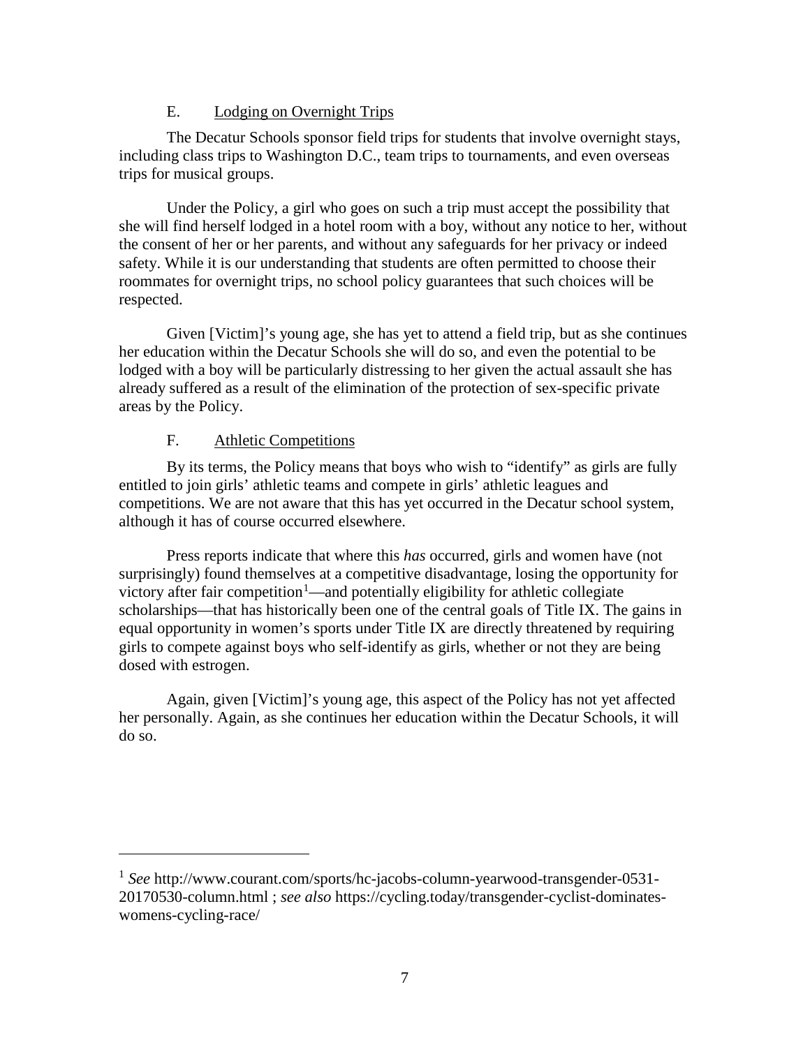### E. Lodging on Overnight Trips

The Decatur Schools sponsor field trips for students that involve overnight stays, including class trips to Washington D.C., team trips to tournaments, and even overseas trips for musical groups.

Under the Policy, a girl who goes on such a trip must accept the possibility that she will find herself lodged in a hotel room with a boy, without any notice to her, without the consent of her or her parents, and without any safeguards for her privacy or indeed safety. While it is our understanding that students are often permitted to choose their roommates for overnight trips, no school policy guarantees that such choices will be respected.

Given [Victim]'s young age, she has yet to attend a field trip, but as she continues her education within the Decatur Schools she will do so, and even the potential to be lodged with a boy will be particularly distressing to her given the actual assault she has already suffered as a result of the elimination of the protection of sex-specific private areas by the Policy.

### F. Athletic Competitions

By its terms, the Policy means that boys who wish to "identify" as girls are fully entitled to join girls' athletic teams and compete in girls' athletic leagues and competitions. We are not aware that this has yet occurred in the Decatur school system, although it has of course occurred elsewhere.

Press reports indicate that where this *has* occurred, girls and women have (not surprisingly) found themselves at a competitive disadvantage, losing the opportunity for victory after fair competition[1]—and potentially eligibility for athletic collegiate scholarships—that has historically been one of the central goals of Title IX. The gains in equal opportunity in women's sports under Title IX are directly threatened by requiring girls to compete against boys who self-identify as girls, whether or not they are being dosed with estrogen.

Again, given [Victim]'s young age, this aspect of the Policy has not yet affected her personally. Again, as she continues her education within the Decatur Schools, it will do so.

---

[1] *See* http://www.courant.com/sports/hc-jacobs-column-yearwood-transgender-0531-20170530-column.html ; *see also* https://cycling.today/transgender-cyclist-dominates-womens-cycling-race/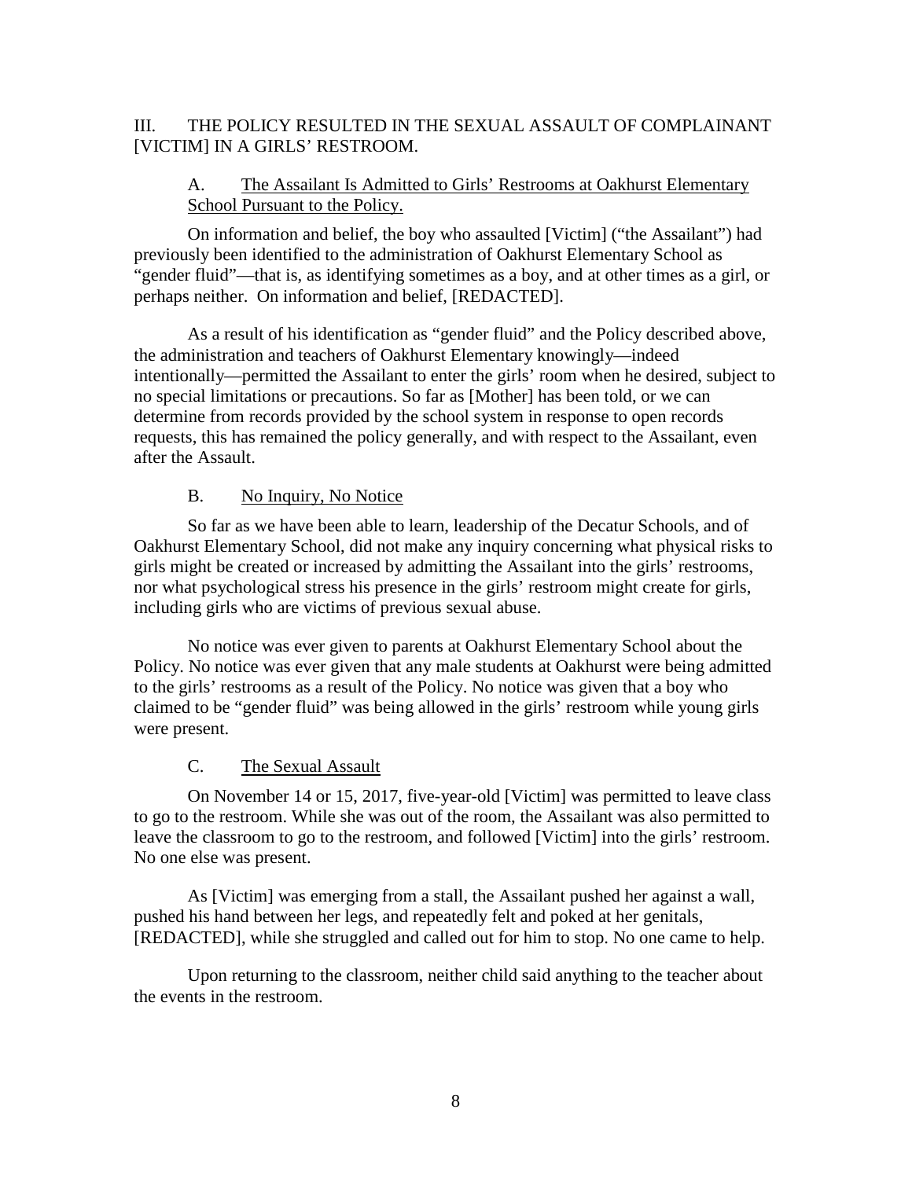## III. THE POLICY RESULTED IN THE SEXUAL ASSAULT OF COMPLAINANT [VICTIM] IN A GIRLS' RESTROOM.

### A. The Assailant Is Admitted to Girls' Restrooms at Oakhurst Elementary School Pursuant to the Policy.

On information and belief, the boy who assaulted [Victim] ("the Assailant") had previously been identified to the administration of Oakhurst Elementary School as "gender fluid"—that is, as identifying sometimes as a boy, and at other times as a girl, or perhaps neither. On information and belief, [REDACTED].

As a result of his identification as "gender fluid" and the Policy described above, the administration and teachers of Oakhurst Elementary knowingly—indeed intentionally—permitted the Assailant to enter the girls' room when he desired, subject to no special limitations or precautions. So far as [Mother] has been told, or we can determine from records provided by the school system in response to open records requests, this has remained the policy generally, and with respect to the Assailant, even after the Assault.

### B. No Inquiry, No Notice

So far as we have been able to learn, leadership of the Decatur Schools, and of Oakhurst Elementary School, did not make any inquiry concerning what physical risks to girls might be created or increased by admitting the Assailant into the girls' restrooms, nor what psychological stress his presence in the girls' restroom might create for girls, including girls who are victims of previous sexual abuse.

No notice was ever given to parents at Oakhurst Elementary School about the Policy. No notice was ever given that any male students at Oakhurst were being admitted to the girls' restrooms as a result of the Policy. No notice was given that a boy who claimed to be "gender fluid" was being allowed in the girls' restroom while young girls were present.

### C. The Sexual Assault

On November 14 or 15, 2017, five-year-old [Victim] was permitted to leave class to go to the restroom. While she was out of the room, the Assailant was also permitted to leave the classroom to go to the restroom, and followed [Victim] into the girls' restroom. No one else was present.

As [Victim] was emerging from a stall, the Assailant pushed her against a wall, pushed his hand between her legs, and repeatedly felt and poked at her genitals, [REDACTED], while she struggled and called out for him to stop. No one came to help.

Upon returning to the classroom, neither child said anything to the teacher about the events in the restroom.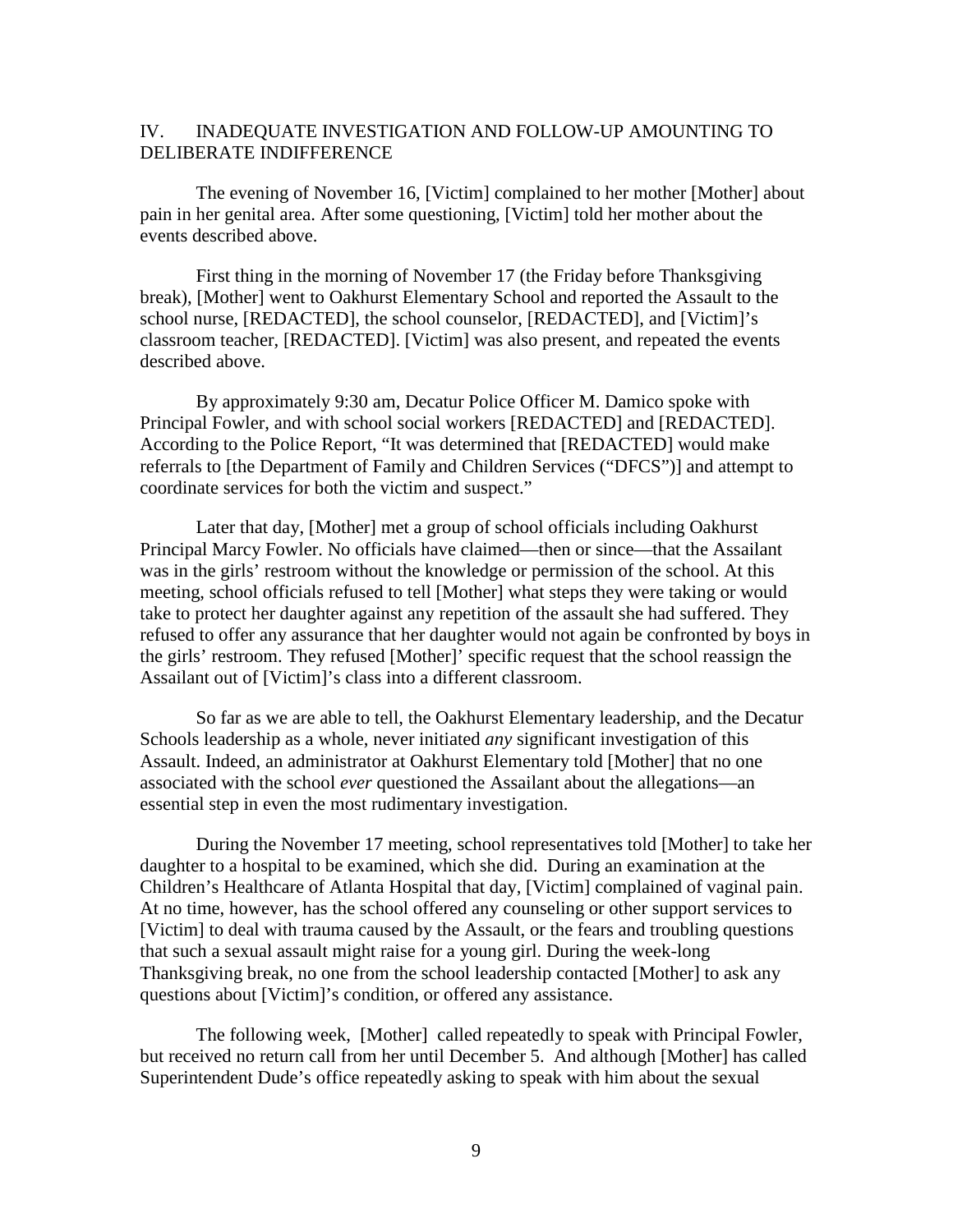## IV. INADEQUATE INVESTIGATION AND FOLLOW-UP AMOUNTING TO DELIBERATE INDIFFERENCE

The evening of November 16, [Victim] complained to her mother [Mother] about pain in her genital area. After some questioning, [Victim] told her mother about the events described above.

First thing in the morning of November 17 (the Friday before Thanksgiving break), [Mother] went to Oakhurst Elementary School and reported the Assault to the school nurse, [REDACTED], the school counselor, [REDACTED], and [Victim]'s classroom teacher, [REDACTED]. [Victim] was also present, and repeated the events described above.

By approximately 9:30 am, Decatur Police Officer M. Damico spoke with Principal Fowler, and with school social workers [REDACTED] and [REDACTED]. According to the Police Report, "It was determined that [REDACTED] would make referrals to [the Department of Family and Children Services ("DFCS")] and attempt to coordinate services for both the victim and suspect."

Later that day, [Mother] met a group of school officials including Oakhurst Principal Marcy Fowler. No officials have claimed—then or since—that the Assailant was in the girls' restroom without the knowledge or permission of the school. At this meeting, school officials refused to tell [Mother] what steps they were taking or would take to protect her daughter against any repetition of the assault she had suffered. They refused to offer any assurance that her daughter would not again be confronted by boys in the girls' restroom. They refused [Mother]' specific request that the school reassign the Assailant out of [Victim]'s class into a different classroom.

So far as we are able to tell, the Oakhurst Elementary leadership, and the Decatur Schools leadership as a whole, never initiated *any* significant investigation of this Assault. Indeed, an administrator at Oakhurst Elementary told [Mother] that no one associated with the school *ever* questioned the Assailant about the allegations—an essential step in even the most rudimentary investigation.

During the November 17 meeting, school representatives told [Mother] to take her daughter to a hospital to be examined, which she did. During an examination at the Children's Healthcare of Atlanta Hospital that day, [Victim] complained of vaginal pain. At no time, however, has the school offered any counseling or other support services to [Victim] to deal with trauma caused by the Assault, or the fears and troubling questions that such a sexual assault might raise for a young girl. During the week-long Thanksgiving break, no one from the school leadership contacted [Mother] to ask any questions about [Victim]'s condition, or offered any assistance.

The following week, [Mother] called repeatedly to speak with Principal Fowler, but received no return call from her until December 5. And although [Mother] has called Superintendent Dude's office repeatedly asking to speak with him about the sexual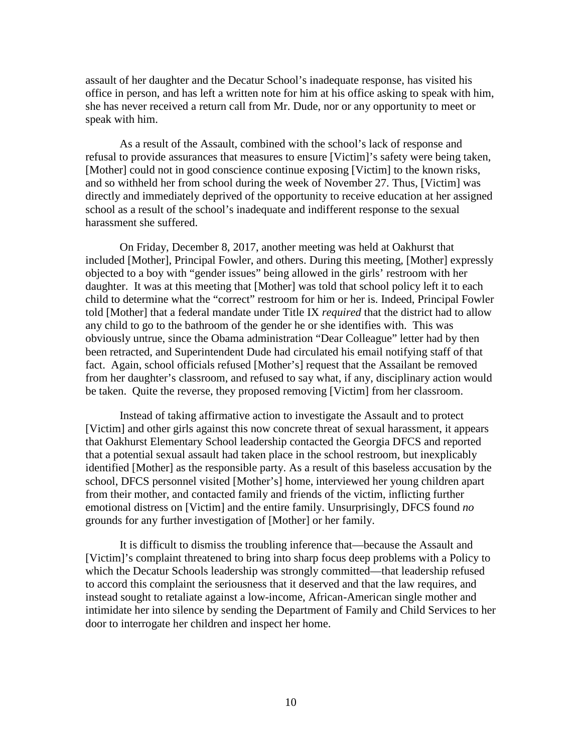assault of her daughter and the Decatur School's inadequate response, has visited his office in person, and has left a written note for him at his office asking to speak with him, she has never received a return call from Mr. Dude, nor or any opportunity to meet or speak with him.

As a result of the Assault, combined with the school's lack of response and refusal to provide assurances that measures to ensure [Victim]'s safety were being taken, [Mother] could not in good conscience continue exposing [Victim] to the known risks, and so withheld her from school during the week of November 27. Thus, [Victim] was directly and immediately deprived of the opportunity to receive education at her assigned school as a result of the school's inadequate and indifferent response to the sexual harassment she suffered.

On Friday, December 8, 2017, another meeting was held at Oakhurst that included [Mother], Principal Fowler, and others. During this meeting, [Mother] expressly objected to a boy with "gender issues" being allowed in the girls' restroom with her daughter. It was at this meeting that [Mother] was told that school policy left it to each child to determine what the "correct" restroom for him or her is. Indeed, Principal Fowler told [Mother] that a federal mandate under Title IX *required* that the district had to allow any child to go to the bathroom of the gender he or she identifies with. This was obviously untrue, since the Obama administration "Dear Colleague" letter had by then been retracted, and Superintendent Dude had circulated his email notifying staff of that fact. Again, school officials refused [Mother's] request that the Assailant be removed from her daughter's classroom, and refused to say what, if any, disciplinary action would be taken. Quite the reverse, they proposed removing [Victim] from her classroom.

Instead of taking affirmative action to investigate the Assault and to protect [Victim] and other girls against this now concrete threat of sexual harassment, it appears that Oakhurst Elementary School leadership contacted the Georgia DFCS and reported that a potential sexual assault had taken place in the school restroom, but inexplicably identified [Mother] as the responsible party. As a result of this baseless accusation by the school, DFCS personnel visited [Mother's] home, interviewed her young children apart from their mother, and contacted family and friends of the victim, inflicting further emotional distress on [Victim] and the entire family. Unsurprisingly, DFCS found *no* grounds for any further investigation of [Mother] or her family.

It is difficult to dismiss the troubling inference that—because the Assault and [Victim]'s complaint threatened to bring into sharp focus deep problems with a Policy to which the Decatur Schools leadership was strongly committed—that leadership refused to accord this complaint the seriousness that it deserved and that the law requires, and instead sought to retaliate against a low-income, African-American single mother and intimidate her into silence by sending the Department of Family and Child Services to her door to interrogate her children and inspect her home.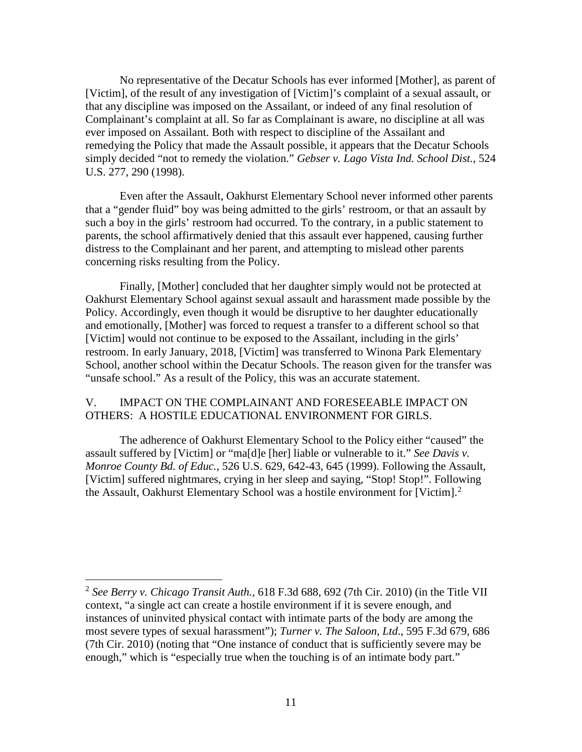No representative of the Decatur Schools has ever informed [Mother], as parent of [Victim], of the result of any investigation of [Victim]'s complaint of a sexual assault, or that any discipline was imposed on the Assailant, or indeed of any final resolution of Complainant's complaint at all. So far as Complainant is aware, no discipline at all was ever imposed on Assailant. Both with respect to discipline of the Assailant and remedying the Policy that made the Assault possible, it appears that the Decatur Schools simply decided "not to remedy the violation." *Gebser v. Lago Vista Ind. School Dist.*, 524 U.S. 277, 290 (1998).

Even after the Assault, Oakhurst Elementary School never informed other parents that a "gender fluid" boy was being admitted to the girls' restroom, or that an assault by such a boy in the girls' restroom had occurred. To the contrary, in a public statement to parents, the school affirmatively denied that this assault ever happened, causing further distress to the Complainant and her parent, and attempting to mislead other parents concerning risks resulting from the Policy.

Finally, [Mother] concluded that her daughter simply would not be protected at Oakhurst Elementary School against sexual assault and harassment made possible by the Policy. Accordingly, even though it would be disruptive to her daughter educationally and emotionally, [Mother] was forced to request a transfer to a different school so that [Victim] would not continue to be exposed to the Assailant, including in the girls' restroom. In early January, 2018, [Victim] was transferred to Winona Park Elementary School, another school within the Decatur Schools. The reason given for the transfer was "unsafe school." As a result of the Policy, this was an accurate statement.

## V. IMPACT ON THE COMPLAINANT AND FORESEEABLE IMPACT ON OTHERS: A HOSTILE EDUCATIONAL ENVIRONMENT FOR GIRLS.

The adherence of Oakhurst Elementary School to the Policy either "caused" the assault suffered by [Victim] or "ma[d]e [her] liable or vulnerable to it." *See Davis v. Monroe County Bd. of Educ.*, 526 U.S. 629, 642-43, 645 (1999). Following the Assault, [Victim] suffered nightmares, crying in her sleep and saying, "Stop! Stop!". Following the Assault, Oakhurst Elementary School was a hostile environment for [Victim].[2]

---

[2] *See Berry v. Chicago Transit Auth.*, 618 F.3d 688, 692 (7th Cir. 2010) (in the Title VII context, "a single act can create a hostile environment if it is severe enough, and instances of uninvited physical contact with intimate parts of the body are among the most severe types of sexual harassment"); *Turner v. The Saloon, Ltd*., 595 F.3d 679, 686 (7th Cir. 2010) (noting that "One instance of conduct that is sufficiently severe may be enough," which is "especially true when the touching is of an intimate body part."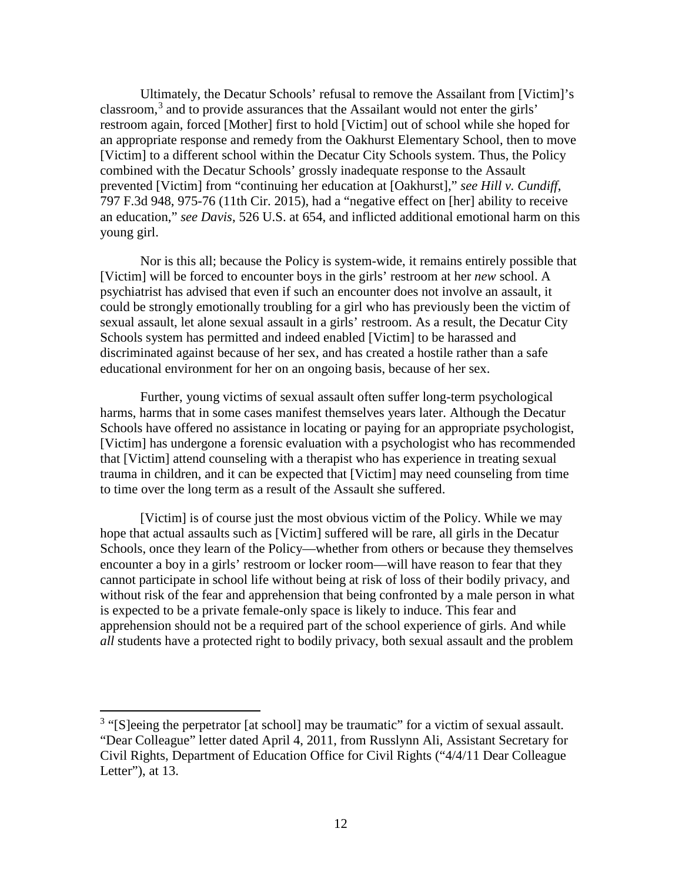Ultimately, the Decatur Schools' refusal to remove the Assailant from [Victim]'s classroom,[3] and to provide assurances that the Assailant would not enter the girls' restroom again, forced [Mother] first to hold [Victim] out of school while she hoped for an appropriate response and remedy from the Oakhurst Elementary School, then to move [Victim] to a different school within the Decatur City Schools system. Thus, the Policy combined with the Decatur Schools' grossly inadequate response to the Assault prevented [Victim] from "continuing her education at [Oakhurst]," *see Hill v. Cundiff*, 797 F.3d 948, 975-76 (11th Cir. 2015), had a "negative effect on [her] ability to receive an education," *see Davis*, 526 U.S. at 654, and inflicted additional emotional harm on this young girl.

Nor is this all; because the Policy is system-wide, it remains entirely possible that [Victim] will be forced to encounter boys in the girls' restroom at her *new* school. A psychiatrist has advised that even if such an encounter does not involve an assault, it could be strongly emotionally troubling for a girl who has previously been the victim of sexual assault, let alone sexual assault in a girls' restroom. As a result, the Decatur City Schools system has permitted and indeed enabled [Victim] to be harassed and discriminated against because of her sex, and has created a hostile rather than a safe educational environment for her on an ongoing basis, because of her sex.

Further, young victims of sexual assault often suffer long-term psychological harms, harms that in some cases manifest themselves years later. Although the Decatur Schools have offered no assistance in locating or paying for an appropriate psychologist, [Victim] has undergone a forensic evaluation with a psychologist who has recommended that [Victim] attend counseling with a therapist who has experience in treating sexual trauma in children, and it can be expected that [Victim] may need counseling from time to time over the long term as a result of the Assault she suffered.

[Victim] is of course just the most obvious victim of the Policy. While we may hope that actual assaults such as [Victim] suffered will be rare, all girls in the Decatur Schools, once they learn of the Policy—whether from others or because they themselves encounter a boy in a girls' restroom or locker room—will have reason to fear that they cannot participate in school life without being at risk of loss of their bodily privacy, and without risk of the fear and apprehension that being confronted by a male person in what is expected to be a private female-only space is likely to induce. This fear and apprehension should not be a required part of the school experience of girls. And while *all* students have a protected right to bodily privacy, both sexual assault and the problem

[3] "[S]eeing the perpetrator [at school] may be traumatic" for a victim of sexual assault. "Dear Colleague" letter dated April 4, 2011, from Russlynn Ali, Assistant Secretary for Civil Rights, Department of Education Office for Civil Rights ("4/4/11 Dear Colleague Letter"), at 13.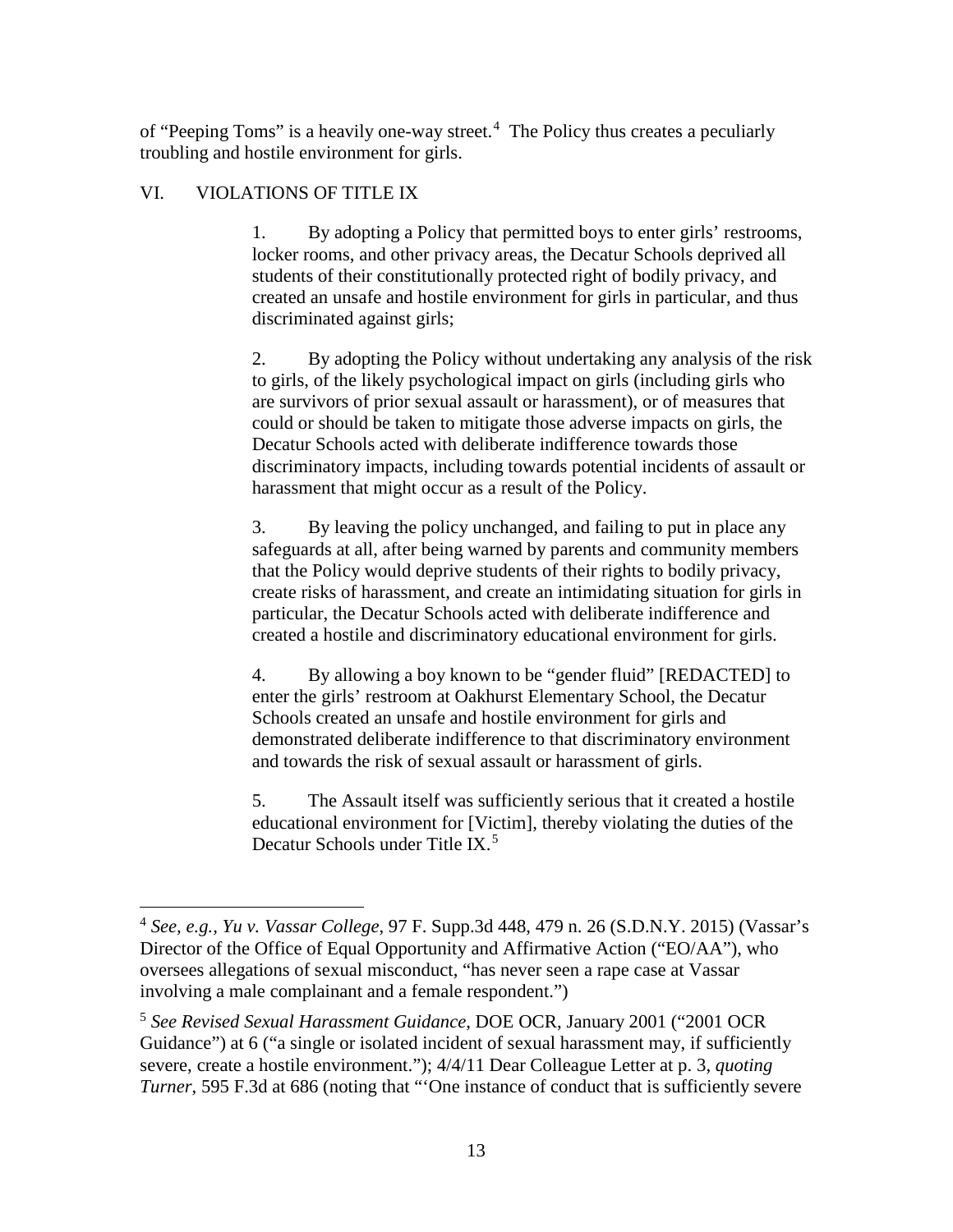of "Peeping Toms" is a heavily one-way street.[4] The Policy thus creates a peculiarly troubling and hostile environment for girls.

## VI. VIOLATIONS OF TITLE IX

1. By adopting a Policy that permitted boys to enter girls' restrooms, locker rooms, and other privacy areas, the Decatur Schools deprived all students of their constitutionally protected right of bodily privacy, and created an unsafe and hostile environment for girls in particular, and thus discriminated against girls;

2. By adopting the Policy without undertaking any analysis of the risk to girls, of the likely psychological impact on girls (including girls who are survivors of prior sexual assault or harassment), or of measures that could or should be taken to mitigate those adverse impacts on girls, the Decatur Schools acted with deliberate indifference towards those discriminatory impacts, including towards potential incidents of assault or harassment that might occur as a result of the Policy.

3. By leaving the policy unchanged, and failing to put in place any safeguards at all, after being warned by parents and community members that the Policy would deprive students of their rights to bodily privacy, create risks of harassment, and create an intimidating situation for girls in particular, the Decatur Schools acted with deliberate indifference and created a hostile and discriminatory educational environment for girls.

4. By allowing a boy known to be "gender fluid" [REDACTED] to enter the girls' restroom at Oakhurst Elementary School, the Decatur Schools created an unsafe and hostile environment for girls and demonstrated deliberate indifference to that discriminatory environment and towards the risk of sexual assault or harassment of girls.

5. The Assault itself was sufficiently serious that it created a hostile educational environment for [Victim], thereby violating the duties of the Decatur Schools under Title IX.[5]

---

[4] *See, e.g.*, *Yu v. Vassar College*, 97 F. Supp.3d 448, 479 n. 26 (S.D.N.Y. 2015) (Vassar's Director of the Office of Equal Opportunity and Affirmative Action ("EO/AA"), who oversees allegations of sexual misconduct, "has never seen a rape case at Vassar involving a male complainant and a female respondent.")

[5] *See Revised Sexual Harassment Guidance*, DOE OCR, January 2001 ("2001 OCR Guidance") at 6 ("a single or isolated incident of sexual harassment may, if sufficiently severe, create a hostile environment."); 4/4/11 Dear Colleague Letter at p. 3, *quoting Turner*, 595 F.3d at 686 (noting that "'One instance of conduct that is sufficiently severe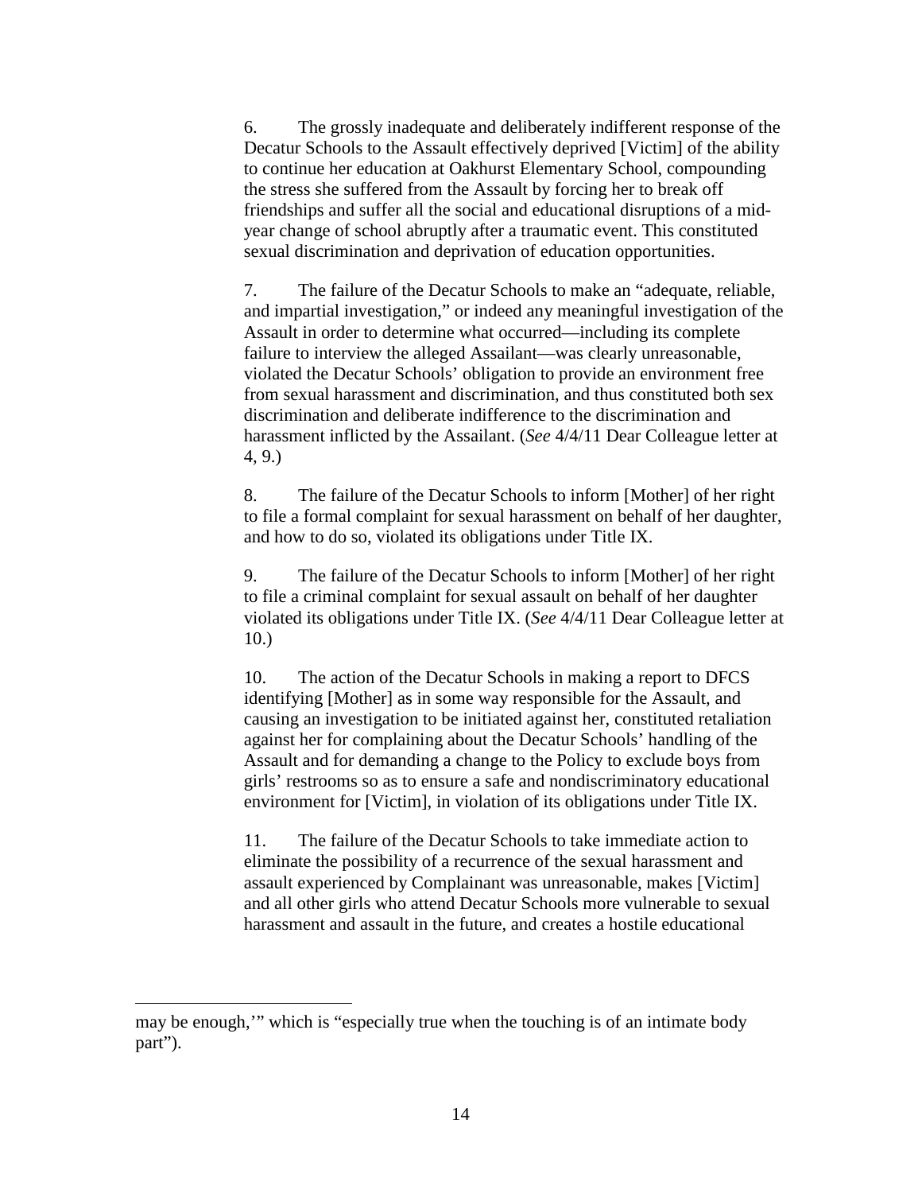6. The grossly inadequate and deliberately indifferent response of the Decatur Schools to the Assault effectively deprived [Victim] of the ability to continue her education at Oakhurst Elementary School, compounding the stress she suffered from the Assault by forcing her to break off friendships and suffer all the social and educational disruptions of a mid-year change of school abruptly after a traumatic event. This constituted sexual discrimination and deprivation of education opportunities.

7. The failure of the Decatur Schools to make an "adequate, reliable, and impartial investigation," or indeed any meaningful investigation of the Assault in order to determine what occurred—including its complete failure to interview the alleged Assailant—was clearly unreasonable, violated the Decatur Schools' obligation to provide an environment free from sexual harassment and discrimination, and thus constituted both sex discrimination and deliberate indifference to the discrimination and harassment inflicted by the Assailant. (*See* 4/4/11 Dear Colleague letter at 4, 9.)

8. The failure of the Decatur Schools to inform [Mother] of her right to file a formal complaint for sexual harassment on behalf of her daughter, and how to do so, violated its obligations under Title IX.

9. The failure of the Decatur Schools to inform [Mother] of her right to file a criminal complaint for sexual assault on behalf of her daughter violated its obligations under Title IX. (*See* 4/4/11 Dear Colleague letter at 10.)

10. The action of the Decatur Schools in making a report to DFCS identifying [Mother] as in some way responsible for the Assault, and causing an investigation to be initiated against her, constituted retaliation against her for complaining about the Decatur Schools' handling of the Assault and for demanding a change to the Policy to exclude boys from girls' restrooms so as to ensure a safe and nondiscriminatory educational environment for [Victim], in violation of its obligations under Title IX.

11. The failure of the Decatur Schools to take immediate action to eliminate the possibility of a recurrence of the sexual harassment and assault experienced by Complainant was unreasonable, makes [Victim] and all other girls who attend Decatur Schools more vulnerable to sexual harassment and assault in the future, and creates a hostile educational

---

may be enough,'" which is "especially true when the touching is of an intimate body part").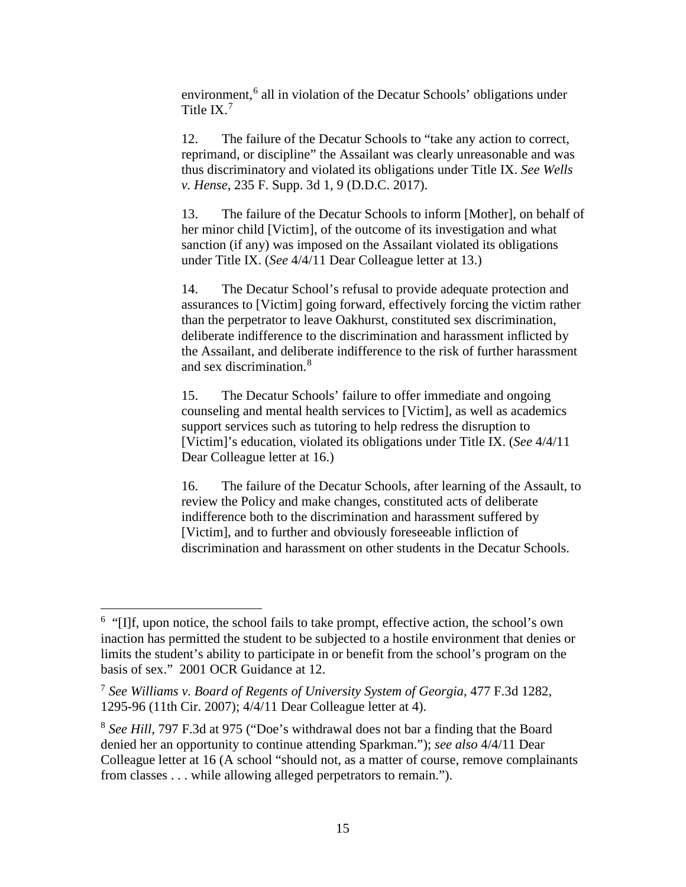environment,[6] all in violation of the Decatur Schools' obligations under Title IX.[7]

12. The failure of the Decatur Schools to "take any action to correct, reprimand, or discipline" the Assailant was clearly unreasonable and was thus discriminatory and violated its obligations under Title IX. *See Wells v. Hense*, 235 F. Supp. 3d 1, 9 (D.D.C. 2017).

13. The failure of the Decatur Schools to inform [Mother], on behalf of her minor child [Victim], of the outcome of its investigation and what sanction (if any) was imposed on the Assailant violated its obligations under Title IX. (*See* 4/4/11 Dear Colleague letter at 13.)

14. The Decatur School's refusal to provide adequate protection and assurances to [Victim] going forward, effectively forcing the victim rather than the perpetrator to leave Oakhurst, constituted sex discrimination, deliberate indifference to the discrimination and harassment inflicted by the Assailant, and deliberate indifference to the risk of further harassment and sex discrimination.[8]

15. The Decatur Schools' failure to offer immediate and ongoing counseling and mental health services to [Victim], as well as academics support services such as tutoring to help redress the disruption to [Victim]'s education, violated its obligations under Title IX. (*See* 4/4/11 Dear Colleague letter at 16.)

16. The failure of the Decatur Schools, after learning of the Assault, to review the Policy and make changes, constituted acts of deliberate indifference both to the discrimination and harassment suffered by [Victim], and to further and obviously foreseeable infliction of discrimination and harassment on other students in the Decatur Schools.

---

[6] "[I]f, upon notice, the school fails to take prompt, effective action, the school's own inaction has permitted the student to be subjected to a hostile environment that denies or limits the student's ability to participate in or benefit from the school's program on the basis of sex." 2001 OCR Guidance at 12.

[7] *See Williams v. Board of Regents of University System of Georgia*, 477 F.3d 1282, 1295-96 (11th Cir. 2007); 4/4/11 Dear Colleague letter at 4).

[8] *See Hill*, 797 F.3d at 975 ("Doe's withdrawal does not bar a finding that the Board denied her an opportunity to continue attending Sparkman."); *see also* 4/4/11 Dear Colleague letter at 16 (A school "should not, as a matter of course, remove complainants from classes . . . while allowing alleged perpetrators to remain.").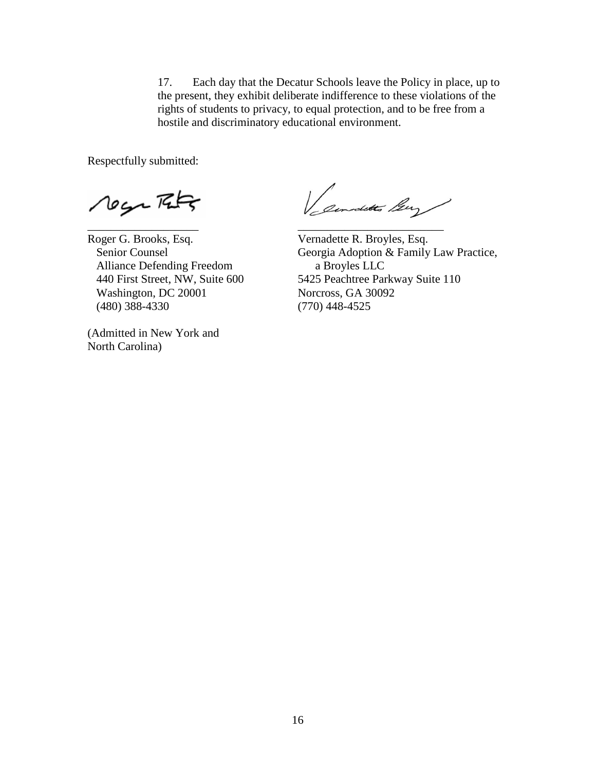17. Each day that the Decatur Schools leave the Policy in place, up to the present, they exhibit deliberate indifference to these violations of the rights of students to privacy, to equal protection, and to be free from a hostile and discriminatory educational environment.

Respectfully submitted:

___________________

Roger G. Brooks, Esq.
Senior Counsel
Alliance Defending Freedom
440 First Street, NW, Suite 600
Washington, DC 20001
(480) 388-4330

(Admitted in New York and North Carolina)

_________________________

Vernadette R. Broyles, Esq.
Georgia Adoption & Family Law Practice,
a Broyles LLC
5425 Peachtree Parkway Suite 110
Norcross, GA 30092
(770) 448-4525